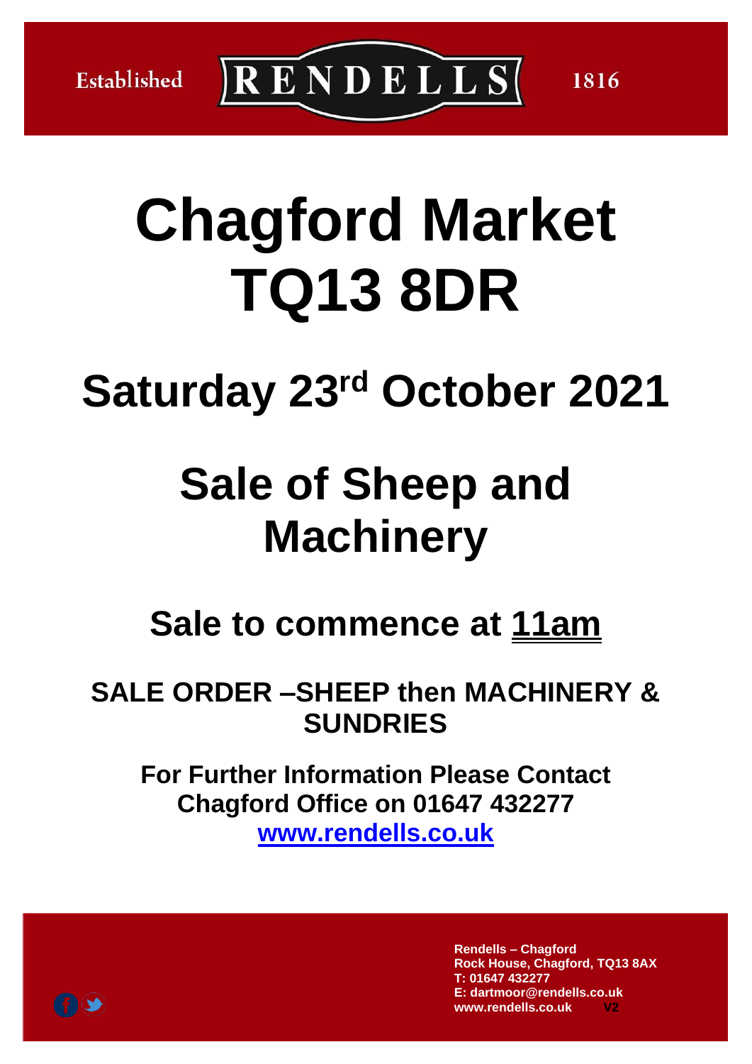Established **RENDELLS** 1816

# Chagford Market TQ13 8DR

## Saturday 23rd October 2021

# Sale of Sheep and Machinery

## Sale to commence at 11am

### SALE ORDER –SHEEP then MACHINERY & SUNDRIES

**For Further Information Please Contact Chagford Office on 01647 432277**
**[www.rendells.co.uk](http://www.rendells.co.uk)**

**Rendells – Chagford**
**Rock House, Chagford, TQ13 8AX**
**T: 01647 432277**
**E: dartmoor@rendells.co.uk**
**www.rendells.co.uk** **V2**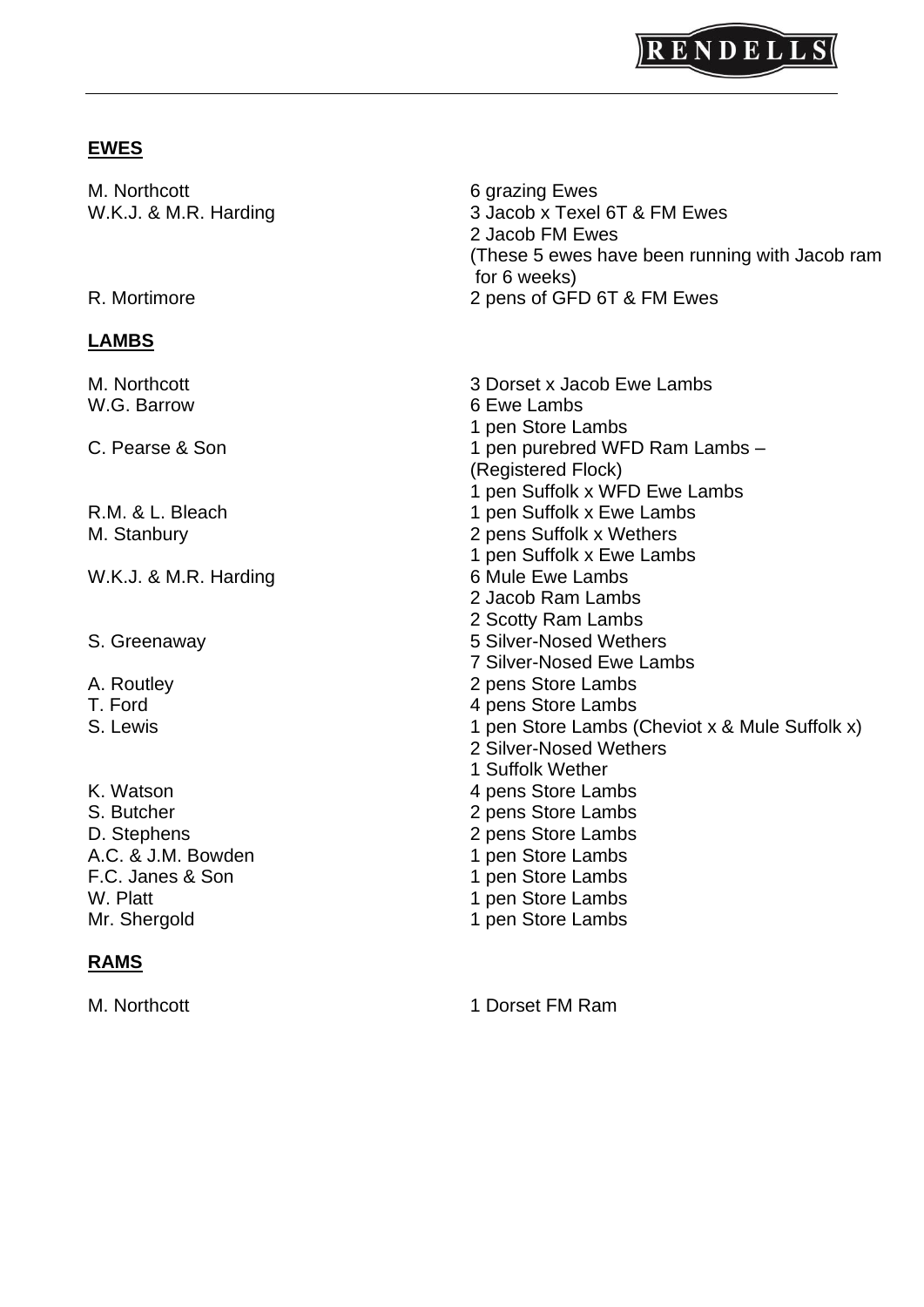## EWES

| | |
|---|---|
| M. Northcott | 6 grazing Ewes |
| W.K.J. & M.R. Harding | 3 Jacob x Texel 6T & FM Ewes |
| | 2 Jacob FM Ewes |
| | (These 5 ewes have been running with Jacob ram for 6 weeks) |
| R. Mortimore | 2 pens of GFD 6T & FM Ewes |

## LAMBS

| | |
|---|---|
| M. Northcott | 3 Dorset x Jacob Ewe Lambs |
| W.G. Barrow | 6 Ewe Lambs |
| | 1 pen Store Lambs |
| C. Pearse & Son | 1 pen purebred WFD Ram Lambs – (Registered Flock) |
| | 1 pen Suffolk x WFD Ewe Lambs |
| R.M. & L. Bleach | 1 pen Suffolk x Ewe Lambs |
| M. Stanbury | 2 pens Suffolk x Wethers |
| | 1 pen Suffolk x Ewe Lambs |
| W.K.J. & M.R. Harding | 6 Mule Ewe Lambs |
| | 2 Jacob Ram Lambs |
| | 2 Scotty Ram Lambs |
| S. Greenaway | 5 Silver-Nosed Wethers |
| | 7 Silver-Nosed Ewe Lambs |
| A. Routley | 2 pens Store Lambs |
| T. Ford | 4 pens Store Lambs |
| S. Lewis | 1 pen Store Lambs (Cheviot x & Mule Suffolk x) |
| | 2 Silver-Nosed Wethers |
| | 1 Suffolk Wether |
| K. Watson | 4 pens Store Lambs |
| S. Butcher | 2 pens Store Lambs |
| D. Stephens | 2 pens Store Lambs |
| A.C. & J.M. Bowden | 1 pen Store Lambs |
| F.C. Janes & Son | 1 pen Store Lambs |
| W. Platt | 1 pen Store Lambs |
| Mr. Shergold | 1 pen Store Lambs |

## RAMS

| | |
|---|---|
| M. Northcott | 1 Dorset FM Ram |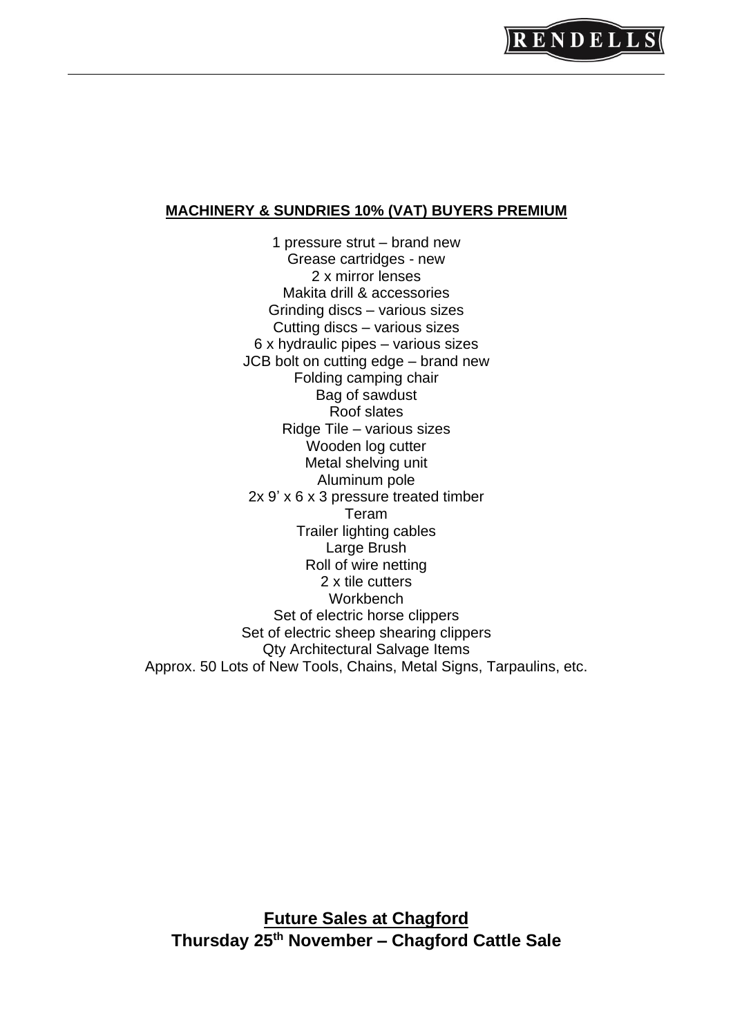**MACHINERY & SUNDRIES 10% (VAT) BUYERS PREMIUM**

1 pressure strut – brand new
Grease cartridges - new
2 x mirror lenses
Makita drill & accessories
Grinding discs – various sizes
Cutting discs – various sizes
6 x hydraulic pipes – various sizes
JCB bolt on cutting edge – brand new
Folding camping chair
Bag of sawdust
Roof slates
Ridge Tile – various sizes
Wooden log cutter
Metal shelving unit
Aluminum pole
2x 9' x 6 x 3 pressure treated timber
Teram
Trailer lighting cables
Large Brush
Roll of wire netting
2 x tile cutters
Workbench
Set of electric horse clippers
Set of electric sheep shearing clippers
Qty Architectural Salvage Items
Approx. 50 Lots of New Tools, Chains, Metal Signs, Tarpaulins, etc.

**Future Sales at Chagford**

**Thursday 25th November – Chagford Cattle Sale**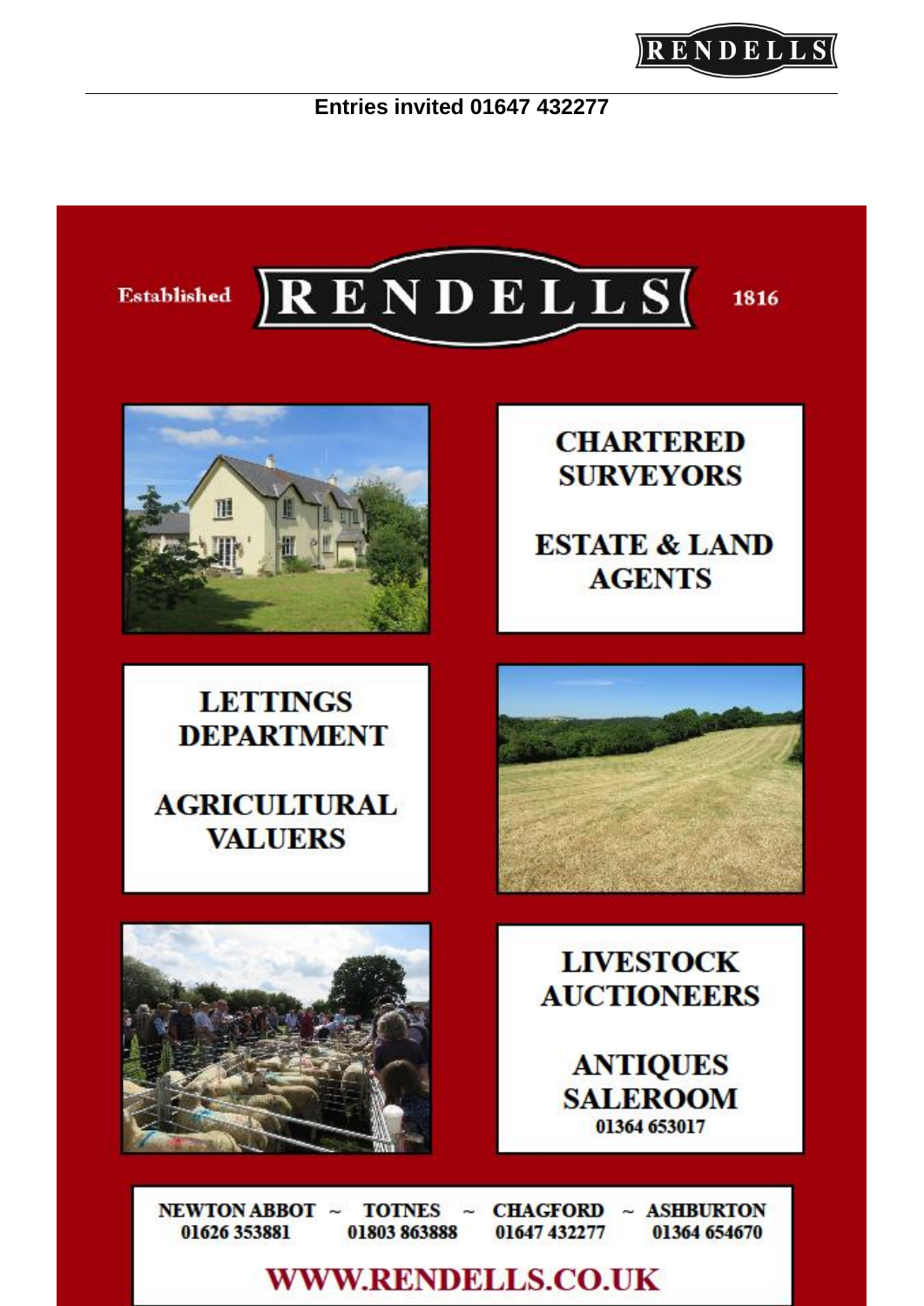Entries invited 01647 432277

Established RENDELLS 1816

**CHARTERED SURVEYORS**

**ESTATE & LAND AGENTS**

**LETTINGS DEPARTMENT**

**AGRICULTURAL VALUERS**

**LIVESTOCK AUCTIONEERS**

**ANTIQUES SALEROOM**
01364 653017

**NEWTON ABBOT** ~ **TOTNES** ~ **CHAGFORD** ~ **ASHBURTON**
01626 353881 &nbsp; 01803 863888 &nbsp; 01647 432277 &nbsp; 01364 654670

**WWW.RENDELLS.CO.UK**